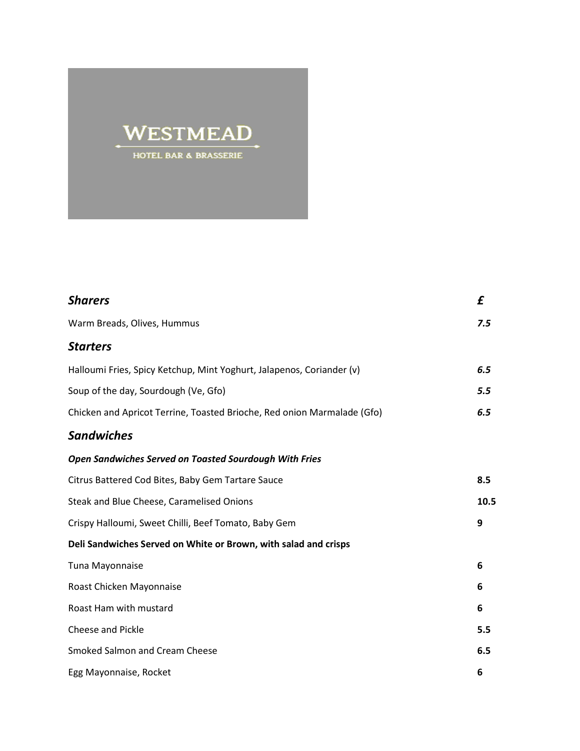# WESTMEAD

HOTEL BAR & BRASSERIE

| ***Sharers*** | ***£*** |
|---|---|
| Warm Breads, Olives, Hummus | ***7.5*** |
| ***Starters*** | |
| Halloumi Fries, Spicy Ketchup, Mint Yoghurt, Jalapenos, Coriander (v) | ***6.5*** |
| Soup of the day, Sourdough (Ve, Gfo) | ***5.5*** |
| Chicken and Apricot Terrine, Toasted Brioche, Red onion Marmalade (Gfo) | ***6.5*** |
| ***Sandwiches*** | |
| ***Open Sandwiches Served on Toasted Sourdough With Fries*** | |
| Citrus Battered Cod Bites, Baby Gem Tartare Sauce | **8.5** |
| Steak and Blue Cheese, Caramelised Onions | **10.5** |
| Crispy Halloumi, Sweet Chilli, Beef Tomato, Baby Gem | **9** |
| **Deli Sandwiches Served on White or Brown, with salad and crisps** | |
| Tuna Mayonnaise | **6** |
| Roast Chicken Mayonnaise | **6** |
| Roast Ham with mustard | **6** |
| Cheese and Pickle | **5.5** |
| Smoked Salmon and Cream Cheese | **6.5** |
| Egg Mayonnaise, Rocket | **6** |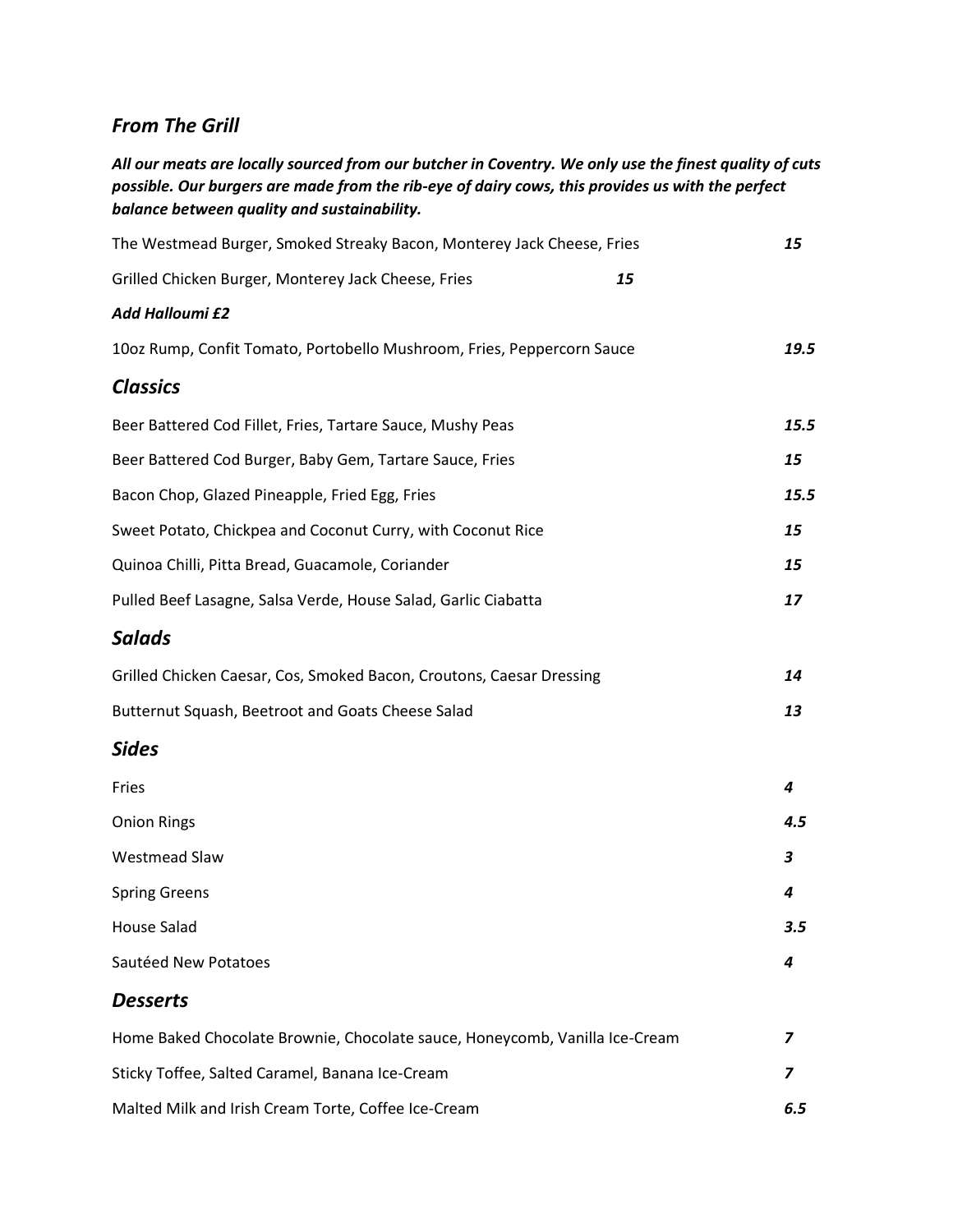## *From The Grill*

***All our meats are locally sourced from our butcher in Coventry. We only use the finest quality of cuts possible. Our burgers are made from the rib-eye of dairy cows, this provides us with the perfect balance between quality and sustainability.***

The Westmead Burger, Smoked Streaky Bacon, Monterey Jack Cheese, Fries ***15***

Grilled Chicken Burger, Monterey Jack Cheese, Fries ***15***

***Add Halloumi £2***

10oz Rump, Confit Tomato, Portobello Mushroom, Fries, Peppercorn Sauce ***19.5***

## *Classics*

Beer Battered Cod Fillet, Fries, Tartare Sauce, Mushy Peas ***15.5***

Beer Battered Cod Burger, Baby Gem, Tartare Sauce, Fries ***15***

Bacon Chop, Glazed Pineapple, Fried Egg, Fries ***15.5***

Sweet Potato, Chickpea and Coconut Curry, with Coconut Rice ***15***

Quinoa Chilli, Pitta Bread, Guacamole, Coriander ***15***

Pulled Beef Lasagne, Salsa Verde, House Salad, Garlic Ciabatta ***17***

## *Salads*

Grilled Chicken Caesar, Cos, Smoked Bacon, Croutons, Caesar Dressing ***14***

Butternut Squash, Beetroot and Goats Cheese Salad ***13***

## *Sides*

Fries ***4***

Onion Rings ***4.5***

Westmead Slaw ***3***

Spring Greens ***4***

House Salad ***3.5***

Sautéed New Potatoes ***4***

## *Desserts*

Home Baked Chocolate Brownie, Chocolate sauce, Honeycomb, Vanilla Ice-Cream ***7***

Sticky Toffee, Salted Caramel, Banana Ice-Cream ***7***

Malted Milk and Irish Cream Torte, Coffee Ice-Cream ***6.5***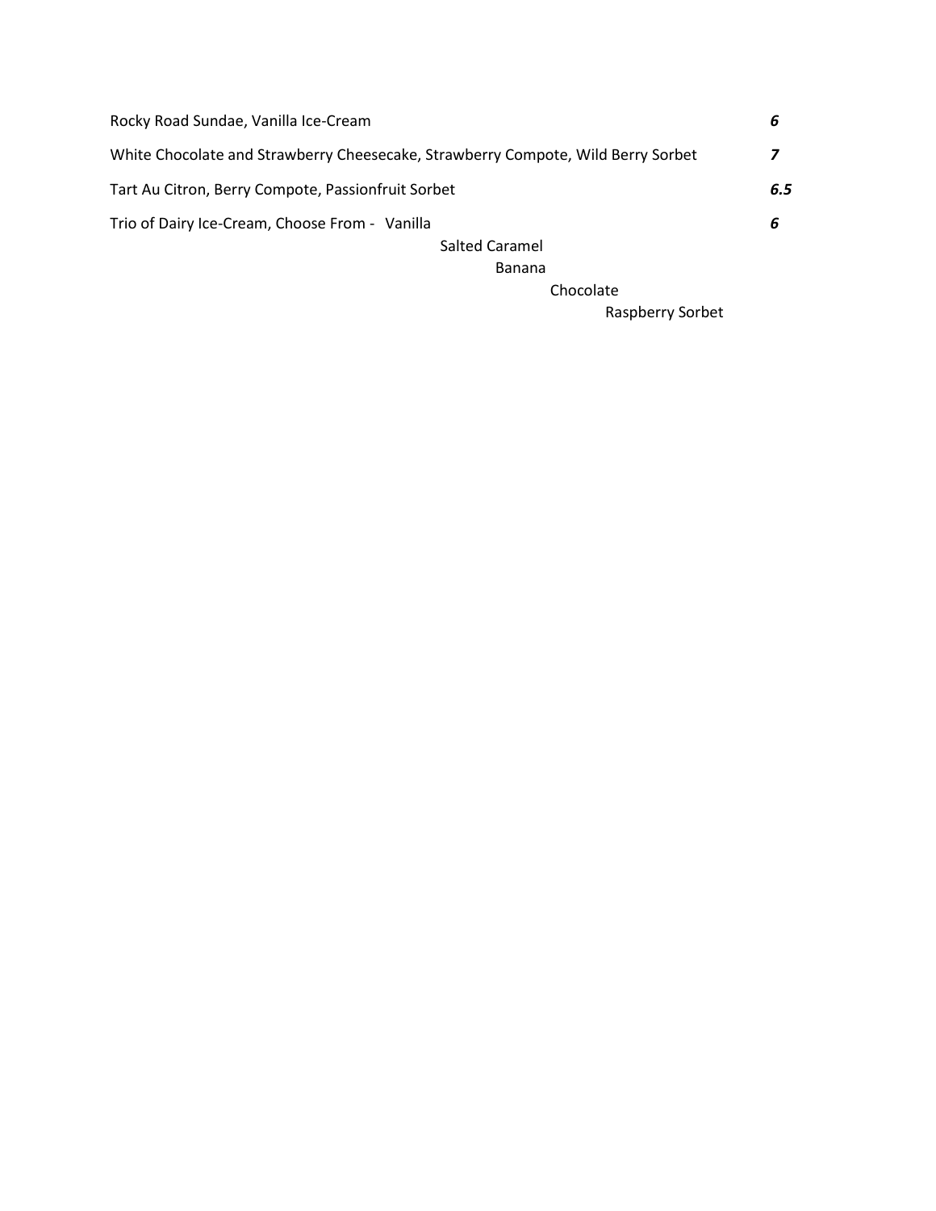Rocky Road Sundae, Vanilla Ice-Cream *6*

White Chocolate and Strawberry Cheesecake, Strawberry Compote, Wild Berry Sorbet *7*

Tart Au Citron, Berry Compote, Passionfruit Sorbet *6.5*

Trio of Dairy Ice-Cream, Choose From - Vanilla *6*

Salted Caramel

Banana

Chocolate

Raspberry Sorbet